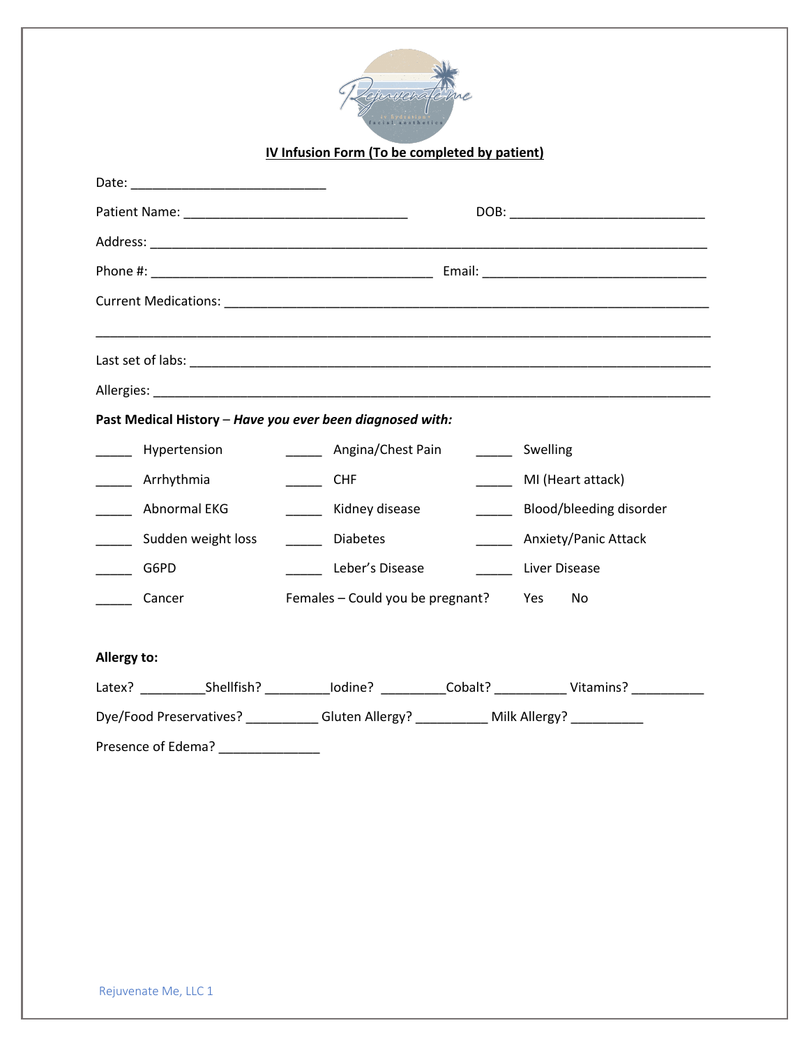**IV Infusion Form (To be completed by patient)**

Date: ___________________________

Patient Name: _______________________________ DOB: ___________________________

Address: ___________________________________________________________________________

Phone #: _______________________________________ Email: _______________________________

Current Medications: _________________________________________________________________

____________________________________________________________________________________

Last set of labs: _____________________________________________________________________

Allergies: ___________________________________________________________________________

**Past Medical History** – ***Have you ever been diagnosed with:***

| | | |
|---|---|---|
| _____ Hypertension | _____ Angina/Chest Pain | _____ Swelling |
| _____ Arrhythmia | _____ CHF | _____ MI (Heart attack) |
| _____ Abnormal EKG | _____ Kidney disease | _____ Blood/bleeding disorder |
| _____ Sudden weight loss | _____ Diabetes | _____ Anxiety/Panic Attack |
| _____ G6PD | _____ Leber's Disease | _____ Liver Disease |
| _____ Cancer | Females – Could you be pregnant? | Yes No |

**Allergy to:**

Latex? _________Shellfish? _________Iodine? _________Cobalt? __________ Vitamins? __________

Dye/Food Preservatives? __________ Gluten Allergy? __________ Milk Allergy? __________

Presence of Edema? ______________

Rejuvenate Me, LLC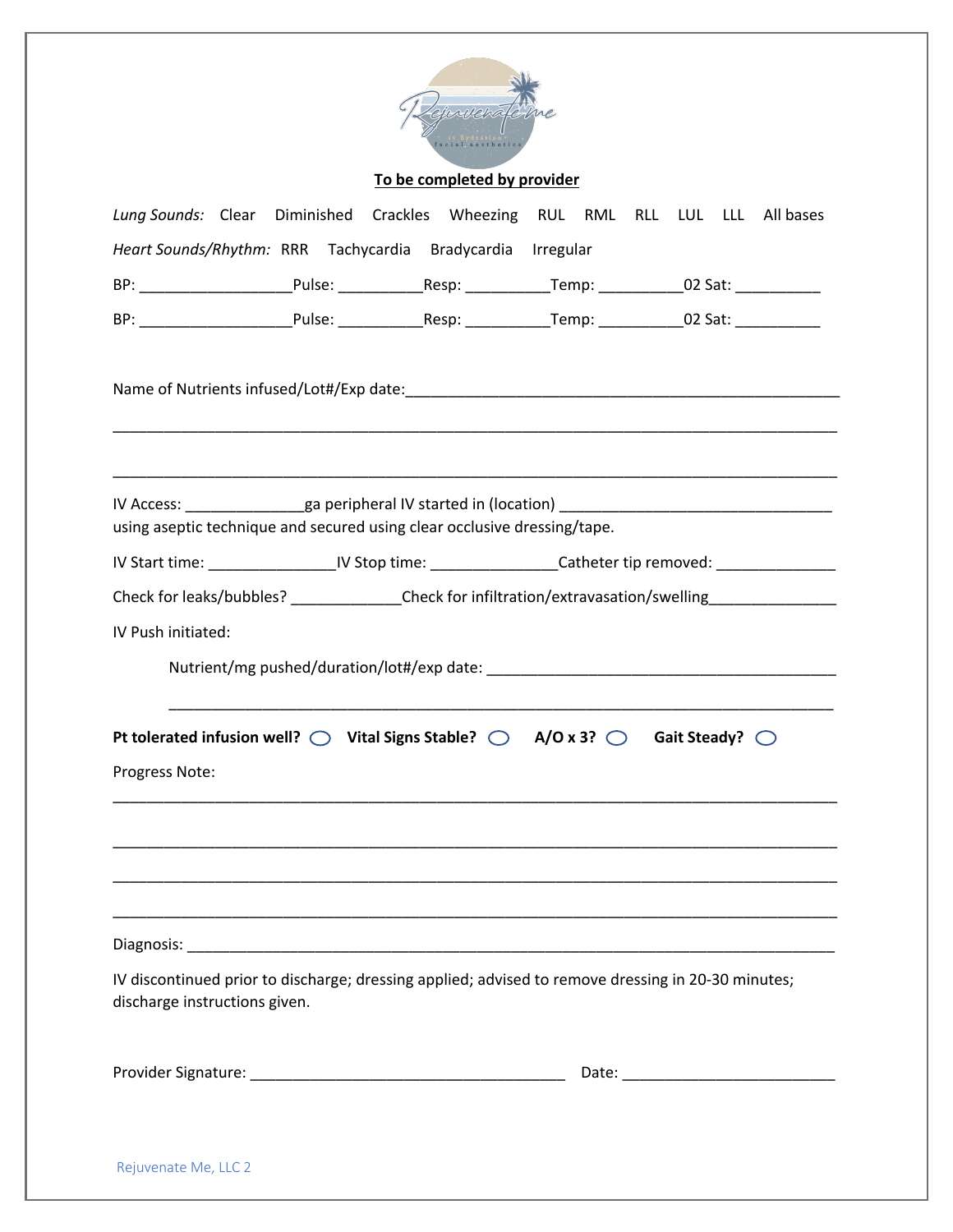**To be completed by provider**

*Lung Sounds:* Clear Diminished Crackles Wheezing RUL RML RLL LUL LLL All bases

*Heart Sounds/Rhythm:* RRR Tachycardia Bradycardia Irregular

BP: __________________Pulse: __________Resp: __________Temp: __________02 Sat: __________

BP: __________________Pulse: __________Resp: __________Temp: __________02 Sat: __________

Name of Nutrients infused/Lot#/Exp date:_____________________________________________________

________________________________________________________________________________

________________________________________________________________________________

IV Access: ______________ga peripheral IV started in (location) ________________________________
using aseptic technique and secured using clear occlusive dressing/tape.

IV Start time: _______________IV Stop time: _______________Catheter tip removed: ______________

Check for leaks/bubbles? _____________Check for infiltration/extravasation/swelling_______________

IV Push initiated:

Nutrient/mg pushed/duration/lot#/exp date: __________________________________________

________________________________________________________________________________

**Pt tolerated infusion well?** ◯ **Vital Signs Stable?** ◯ **A/O x 3?** ◯ **Gait Steady?** ◯

Progress Note:

________________________________________________________________________________

________________________________________________________________________________

________________________________________________________________________________

________________________________________________________________________________

Diagnosis: ______________________________________________________________________

IV discontinued prior to discharge; dressing applied; advised to remove dressing in 20-30 minutes; discharge instructions given.

Provider Signature: _______________________________________ Date: _________________________